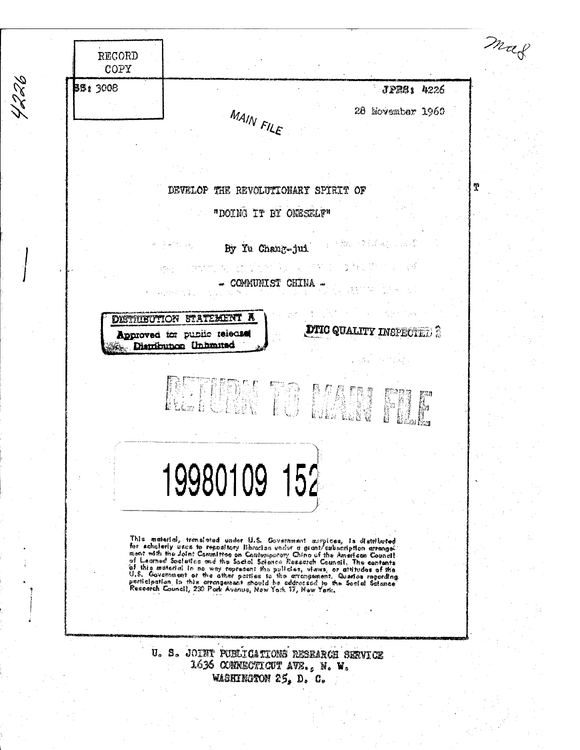RECORD COPY

JPRS: 4226

28 November 1960

MAIN FILE

# DEVELOP THE REVOLUTIONARY SPIRIT OF "DOING IT BY ONESELF"

By Yu Chang-jui

\- COMMUNIST CHINA -

DISTRIBUTION STATEMENT A
Approved for public release
Distribution Unlimited

DTIC QUALITY INSPECTED 3

RETURN TO MAIN FILE

19980109 152

This material, translated under U.S. Government auspices, is distributed for scholarly uses to repository libraries under a grant/subscription arrangement with the Joint Committee on Contemporary China of the American Council of Learned Societies and the Social Science Research Council. The contents of this material in no way represent the policies, views, or attitudes of the U.S. Government or the other parties to the arrangement. Queries regarding participation in this arrangement should be addressed to the Social Science Research Council, 230 Park Avenue, New York 17, New York.

U. S. JOINT PUBLICATIONS RESEARCH SERVICE
1636 CONNECTICUT AVE., N. W.
WASHINGTON 25, D. C.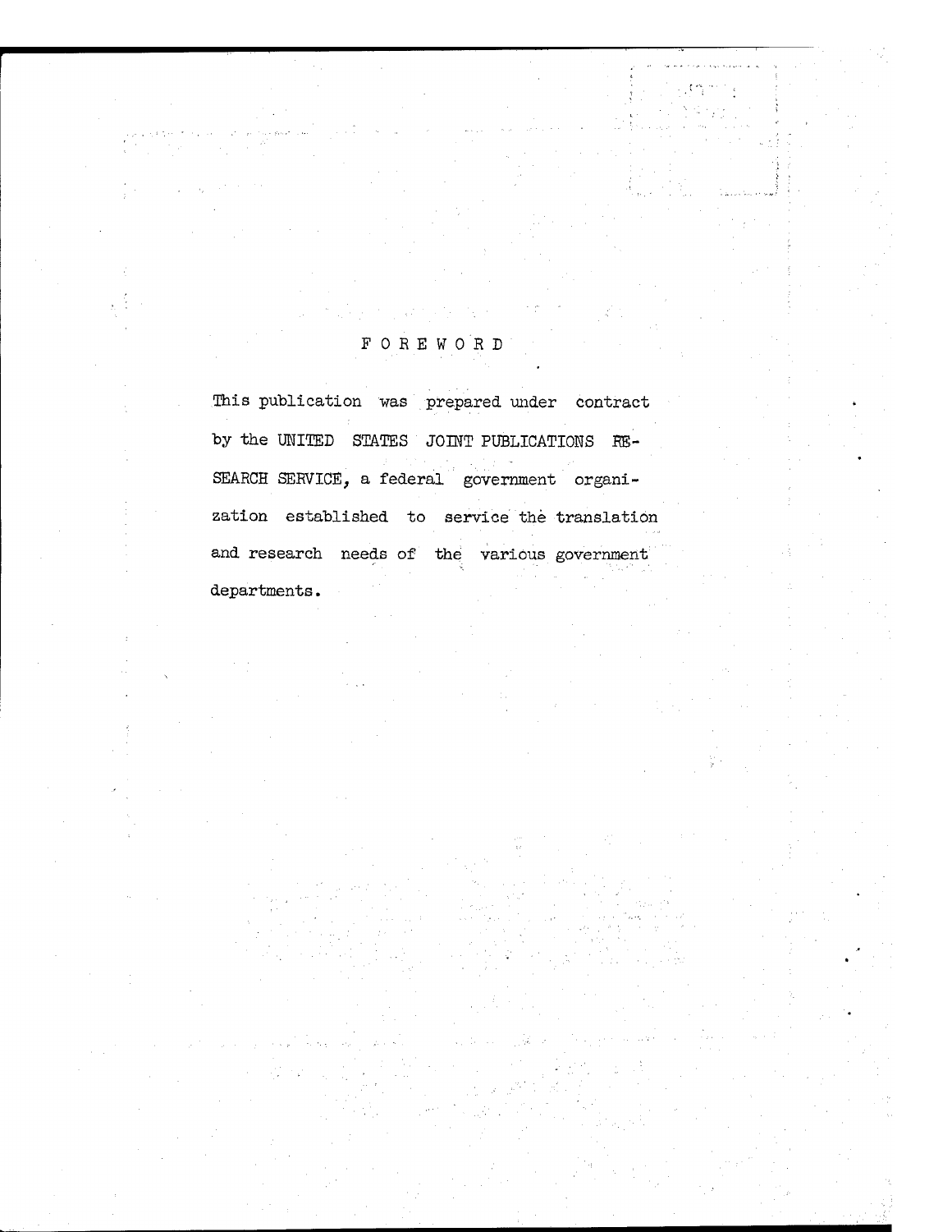# FOREWORD

This publication was prepared under contract by the UNITED STATES JOINT PUBLICATIONS RESEARCH SERVICE, a federal government organization established to service the translation and research needs of the various government departments.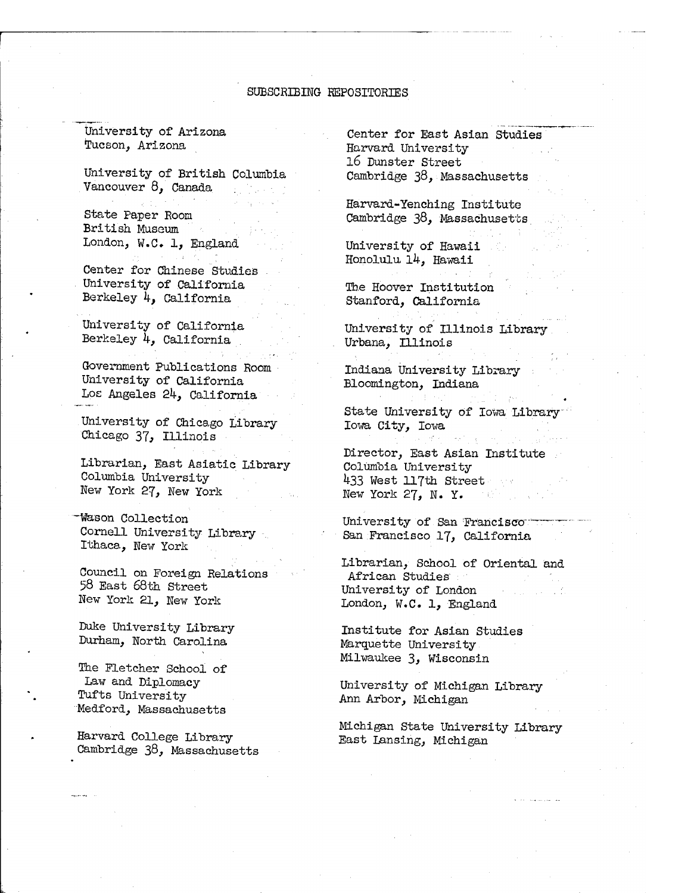## SUBSCRIBING REPOSITORIES

University of Arizona
Tucson, Arizona

University of British Columbia
Vancouver 8, Canada

State Paper Room
British Museum
London, W.C. 1, England

Center for Chinese Studies
University of California
Berkeley 4, California

University of California
Berkeley 4, California

Government Publications Room
University of California
Los Angeles 24, California

University of Chicago Library
Chicago 37, Illinois

Librarian, East Asiatic Library
Columbia University
New York 27, New York

Wason Collection
Cornell University Library
Ithaca, New York

Council on Foreign Relations
58 East 68th Street
New York 21, New York

Duke University Library
Durham, North Carolina

The Fletcher School of
Law and Diplomacy
Tufts University
Medford, Massachusetts

Harvard College Library
Cambridge 38, Massachusetts

Center for East Asian Studies
Harvard University
16 Dunster Street
Cambridge 38, Massachusetts

Harvard-Yenching Institute
Cambridge 38, Massachusetts

University of Hawaii
Honolulu 14, Hawaii

The Hoover Institution
Stanford, California

University of Illinois Library
Urbana, Illinois

Indiana University Library
Bloomington, Indiana

State University of Iowa Library
Iowa City, Iowa

Director, East Asian Institute
Columbia University
433 West 117th Street
New York 27, N. Y.

University of San Francisco
San Francisco 17, California

Librarian, School of Oriental and
African Studies
University of London
London, W.C. 1, England

Institute for Asian Studies
Marquette University
Milwaukee 3, Wisconsin

University of Michigan Library
Ann Arbor, Michigan

Michigan State University Library
East Lansing, Michigan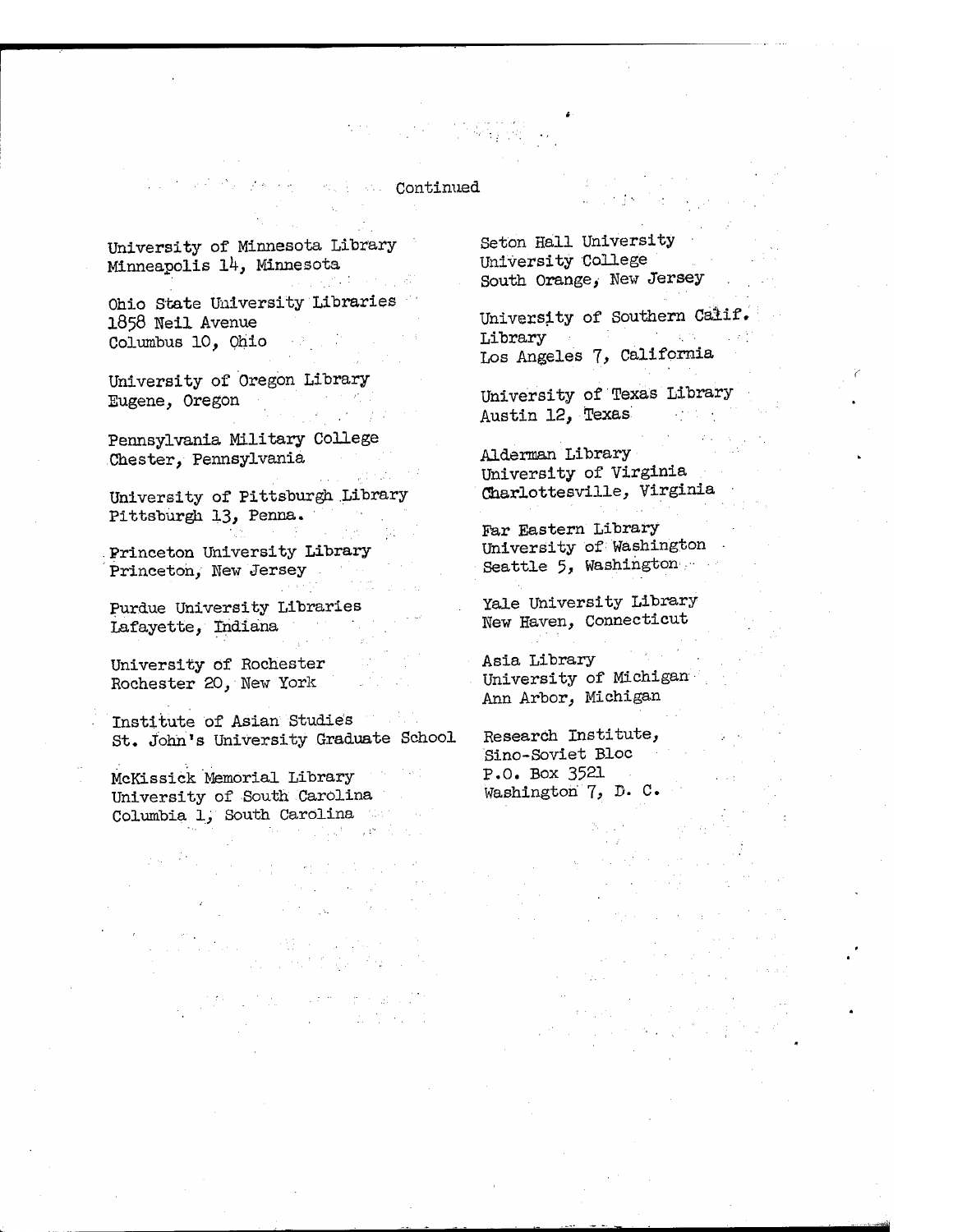Continued

University of Minnesota Library
Minneapolis 14, Minnesota

Ohio State University Libraries
1858 Neil Avenue
Columbus 10, Ohio

University of Oregon Library
Eugene, Oregon

Pennsylvania Military College
Chester, Pennsylvania

University of Pittsburgh Library
Pittsburgh 13, Penna.

Princeton University Library
Princeton, New Jersey

Purdue University Libraries
Lafayette, Indiana

University of Rochester
Rochester 20, New York

Institute of Asian Studies
St. John's University Graduate School

McKissick Memorial Library
University of South Carolina
Columbia 1, South Carolina

Seton Hall University
University College
South Orange, New Jersey

University of Southern Calif.
Library
Los Angeles 7, California

University of Texas Library
Austin 12, Texas

Alderman Library
University of Virginia
Charlottesville, Virginia

Far Eastern Library
University of Washington
Seattle 5, Washington

Yale University Library
New Haven, Connecticut

Asia Library
University of Michigan
Ann Arbor, Michigan

Research Institute,
Sino-Soviet Bloc
P.O. Box 3521
Washington 7, D. C.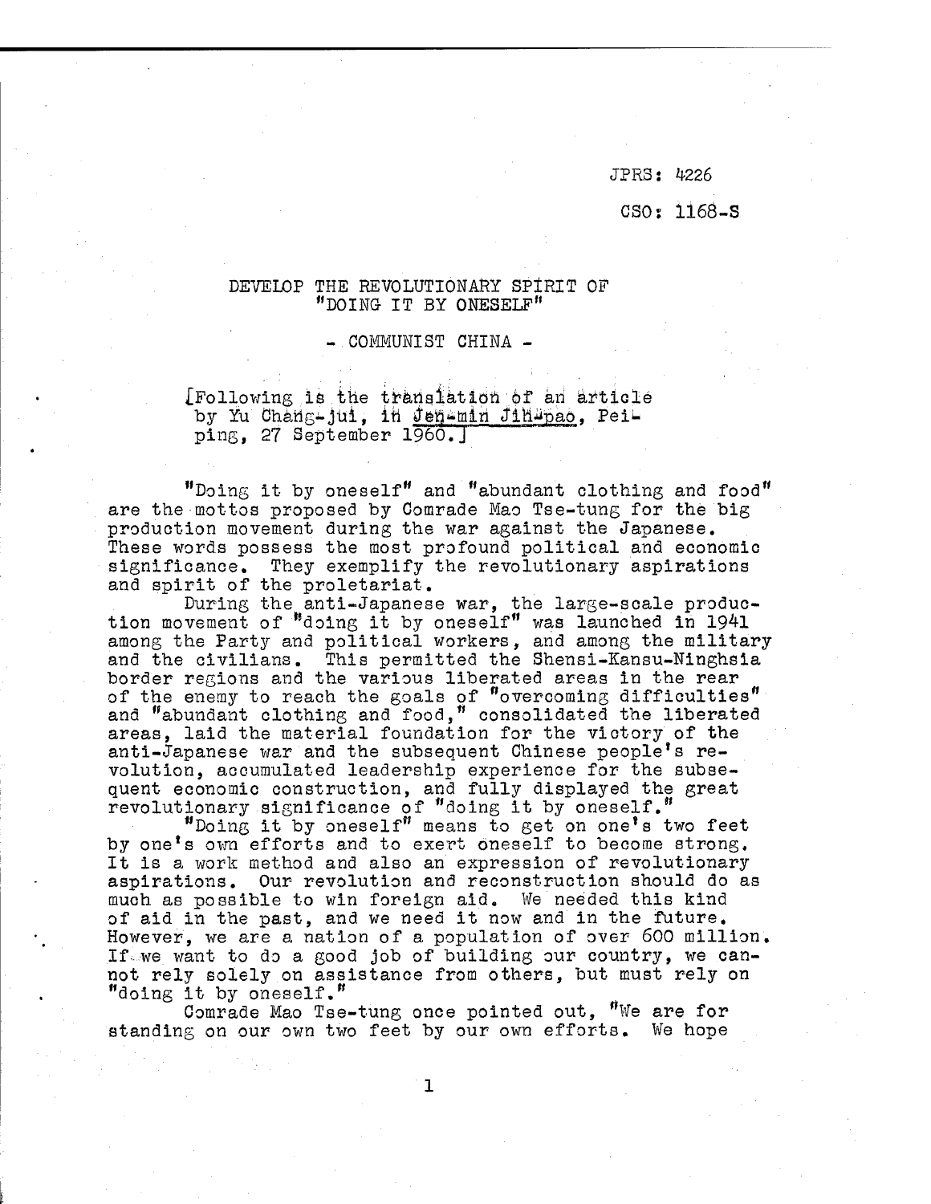JPRS: 4226

CSO: 1168-S

# DEVELOP THE REVOLUTIONARY SPIRIT OF "DOING IT BY ONESELF"

## - COMMUNIST CHINA -

[Following is the translation of an article by Yu Chang-jui, in *Jen-min Jih-pao*, Peiping, 27 September 1960.]

"Doing it by oneself" and "abundant clothing and food" are the mottos proposed by Comrade Mao Tse-tung for the big production movement during the war against the Japanese. These words possess the most profound political and economic significance. They exemplify the revolutionary aspirations and spirit of the proletariat.

During the anti-Japanese war, the large-scale production movement of "doing it by oneself" was launched in 1941 among the Party and political workers, and among the military and the civilians. This permitted the Shensi-Kansu-Ninghsia border regions and the various liberated areas in the rear of the enemy to reach the goals of "overcoming difficulties" and "abundant clothing and food," consolidated the liberated areas, laid the material foundation for the victory of the anti-Japanese war and the subsequent Chinese people's revolution, accumulated leadership experience for the subsequent economic construction, and fully displayed the great revolutionary significance of "doing it by oneself."

"Doing it by oneself" means to get on one's two feet by one's own efforts and to exert oneself to become strong. It is a work method and also an expression of revolutionary aspirations. Our revolution and reconstruction should do as much as possible to win foreign aid. We needed this kind of aid in the past, and we need it now and in the future. However, we are a nation of a population of over 600 million. If we want to do a good job of building our country, we cannot rely solely on assistance from others, but must rely on "doing it by oneself."

Comrade Mao Tse-tung once pointed out, "We are for standing on our own two feet by our own efforts. We hope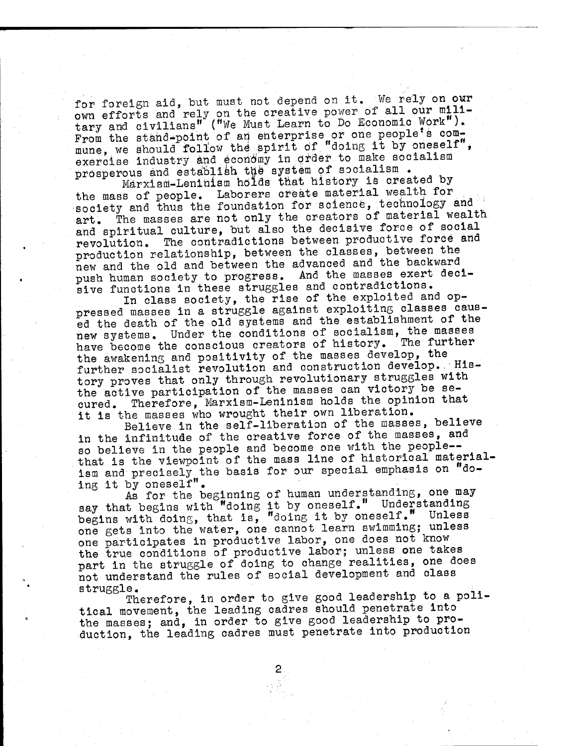for foreign aid, but must not depend on it. We rely on our own efforts and rely on the creative power of all our military and civilians" ("We Must Learn to Do Economic Work"). From the stand-point of an enterprise or one people's commune, we should follow the spirit of "doing it by oneself", exercise industry and economy in order to make socialism prosperous and establish the system of socialism .

Marxism-Leninism holds that history is created by the mass of people. Laborers create material wealth for society and thus the foundation for science, technology and art. The masses are not only the creators of material wealth and spiritual culture, but also the decisive force of social revolution. The contradictions between productive force and production relationship, between the classes, between the new and the old and between the advanced and the backward push human society to progress. And the masses exert decisive functions in these struggles and contradictions.

In class society, the rise of the exploited and oppressed masses in a struggle against exploiting classes caused the death of the old systems and the establishment of the new systems. Under the conditions of socialism, the masses have become the conscious creators of history. The further the awakening and positivity of the masses develop, the further socialist revolution and construction develop. History proves that only through revolutionary struggles with the active participation of the masses can victory be secured. Therefore, Marxism-Leninism holds the opinion that it is the masses who wrought their own liberation.

Believe in the self-liberation of the masses, believe in the infinitude of the creative force of the masses, and so believe in the people and become one with the people--that is the viewpoint of the mass line of historical materialism and precisely the basis for our special emphasis on "doing it by oneself".

As for the beginning of human understanding, one may say that begins with "doing it by oneself." Understanding begins with doing, that is, "doing it by oneself." Unless one gets into the water, one cannot learn swimming; unless one participates in productive labor, one does not know the true conditions of productive labor; unless one takes part in the struggle of doing to change realities, one does not understand the rules of social development and class struggle.

Therefore, in order to give good leadership to a political movement, the leading cadres should penetrate into the masses; and, in order to give good leadership to production, the leading cadres must penetrate into production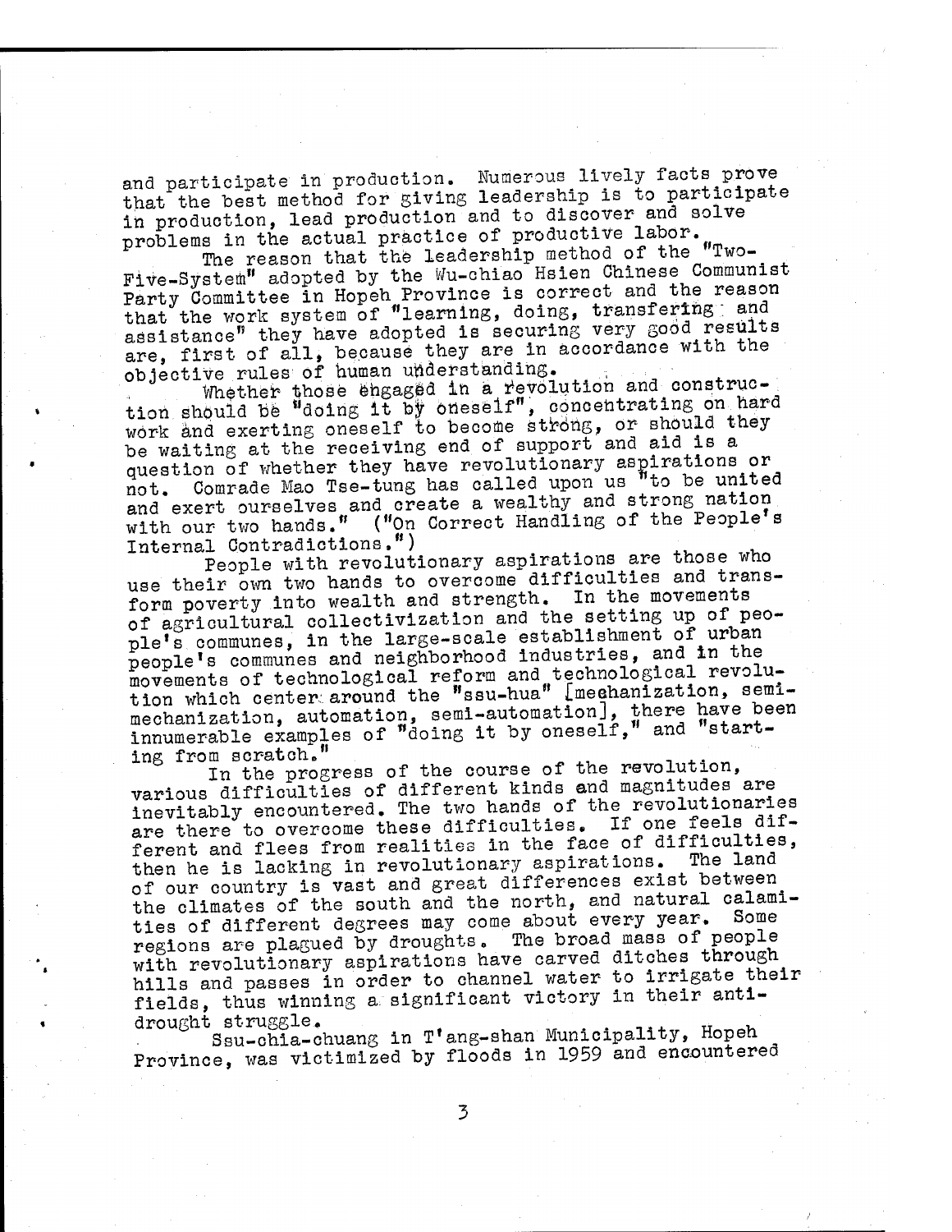and participate in production. Numerous lively facts prove that the best method for giving leadership is to participate in production, lead production and to discover and solve problems in the actual practice of productive labor.

The reason that the leadership method of the "Two-Five-System" adopted by the Wu-chiao Hsien Chinese Communist Party Committee in Hopeh Province is correct and the reason that the work system of "learning, doing, transfering and assistance" they have adopted is securing very good results are, first of all, because they are in accordance with the objective rules of human understanding.

Whether those engaged in a revolution and construction should be "doing it by oneself", concentrating on hard work and exerting oneself to become strong, or should they be waiting at the receiving end of support and aid is a question of whether they have revolutionary aspirations or not. Comrade Mao Tse-tung has called upon us "to be united and exert ourselves and create a wealthy and strong nation with our two hands." ("On Correct Handling of the People's Internal Contradictions.")

People with revolutionary aspirations are those who use their own two hands to overcome difficulties and transform poverty into wealth and strength. In the movements of agricultural collectivization and the setting up of people's communes, in the large-scale establishment of urban people's communes and neighborhood industries, and in the movements of technological reform and technological revolution which center around the "ssu-hua" [mechanization, semi-mechanization, automation, semi-automation], there have been innumerable examples of "doing it by oneself," and "starting from scratch."

In the progress of the course of the revolution, various difficulties of different kinds and magnitudes are inevitably encountered. The two hands of the revolutionaries are there to overcome these difficulties. If one feels different and flees from realities in the face of difficulties, then he is lacking in revolutionary aspirations. The land of our country is vast and great differences exist between the climates of the south and the north, and natural calamities of different degrees may come about every year. Some regions are plagued by droughts. The broad mass of people with revolutionary aspirations have carved ditches through hills and passes in order to channel water to irrigate their fields, thus winning a significant victory in their anti-drought struggle.

Ssu-chia-chuang in T'ang-shan Municipality, Hopeh Province, was victimized by floods in 1959 and encountered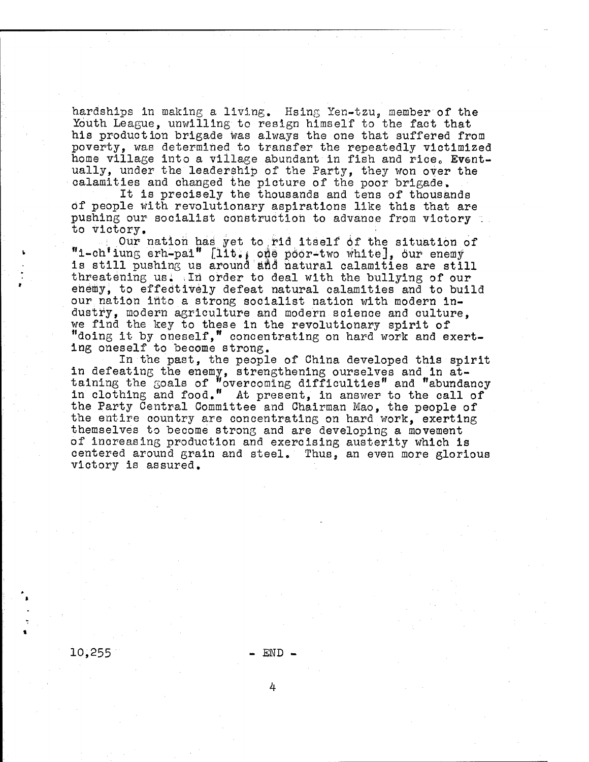hardships in making a living. Hsing Yen-tzu, member of the Youth League, unwilling to resign himself to the fact that his production brigade was always the one that suffered from poverty, was determined to transfer the repeatedly victimized home village into a village abundant in fish and rice. Eventually, under the leadership of the Party, they won over the calamities and changed the picture of the poor brigade.

It is precisely the thousands and tens of thousands of people with revolutionary aspirations like this that are pushing our socialist construction to advance from victory to victory.

Our nation has yet to rid itself of the situation of "i-ch'iung erh-pai" [lit., one poor-two white], our enemy is still pushing us around and natural calamities are still threatening us. In order to deal with the bullying of our enemy, to effectively defeat natural calamities and to build our nation into a strong socialist nation with modern industry, modern agriculture and modern science and culture, we find the key to these in the revolutionary spirit of "doing it by oneself," concentrating on hard work and exerting oneself to become strong.

In the past, the people of China developed this spirit in defeating the enemy, strengthening ourselves and in attaining the goals of "overcoming difficulties" and "abundancy in clothing and food." At present, in answer to the call of the Party Central Committee and Chairman Mao, the people of the entire country are concentrating on hard work, exerting themselves to become strong and are developing a movement of increasing production and exercising austerity which is centered around grain and steel. Thus, an even more glorious victory is assured.

10,255

- END -